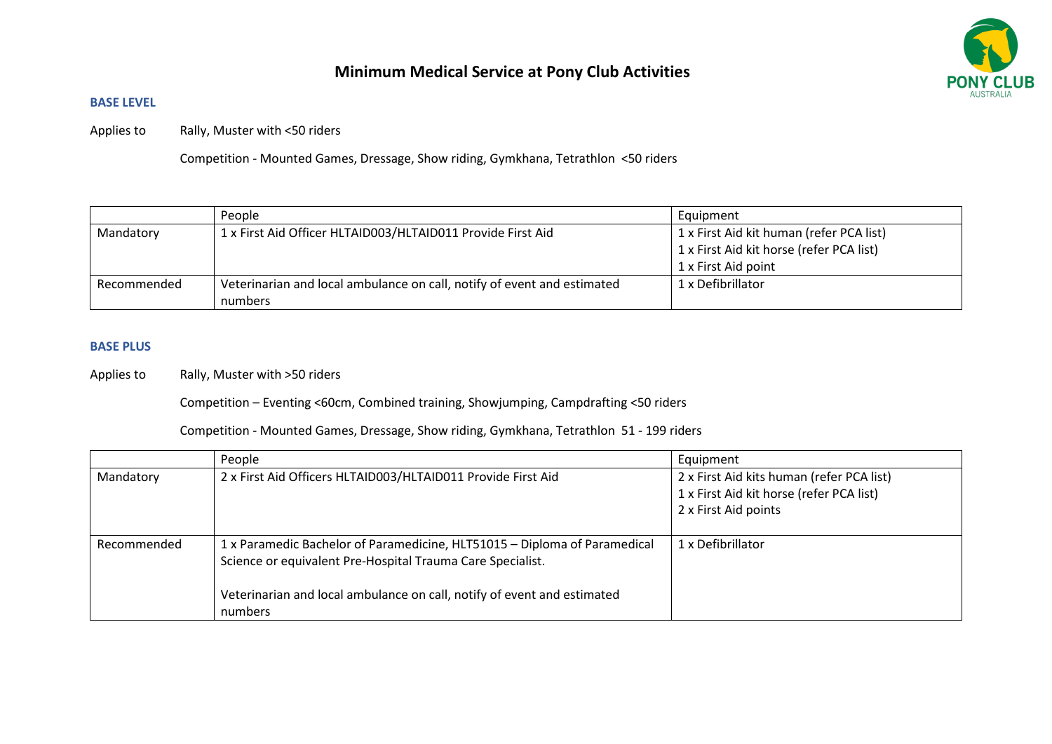# Minimum Medical Service at Pony Club Activities

### BASE LEVEL

Applies to Rally, Muster with <50 riders

Competition - Mounted Games, Dressage, Show riding, Gymkhana, Tetrathlon <50 riders

| | People | Equipment |
|---|---|---|
| Mandatory | 1 x First Aid Officer HLTAID003/HLTAID011 Provide First Aid | 1 x First Aid kit human (refer PCA list)<br>1 x First Aid kit horse (refer PCA list)<br>1 x First Aid point |
| Recommended | Veterinarian and local ambulance on call, notify of event and estimated numbers | 1 x Defibrillator |

### BASE PLUS

Applies to Rally, Muster with >50 riders

Competition – Eventing <60cm, Combined training, Showjumping, Campdrafting <50 riders

Competition - Mounted Games, Dressage, Show riding, Gymkhana, Tetrathlon 51 - 199 riders

| | People | Equipment |
|---|---|---|
| Mandatory | 2 x First Aid Officers HLTAID003/HLTAID011 Provide First Aid | 2 x First Aid kits human (refer PCA list)<br>1 x First Aid kit horse (refer PCA list)<br>2 x First Aid points |
| Recommended | 1 x Paramedic Bachelor of Paramedicine, HLT51015 – Diploma of Paramedical Science or equivalent Pre-Hospital Trauma Care Specialist.<br><br>Veterinarian and local ambulance on call, notify of event and estimated numbers | 1 x Defibrillator |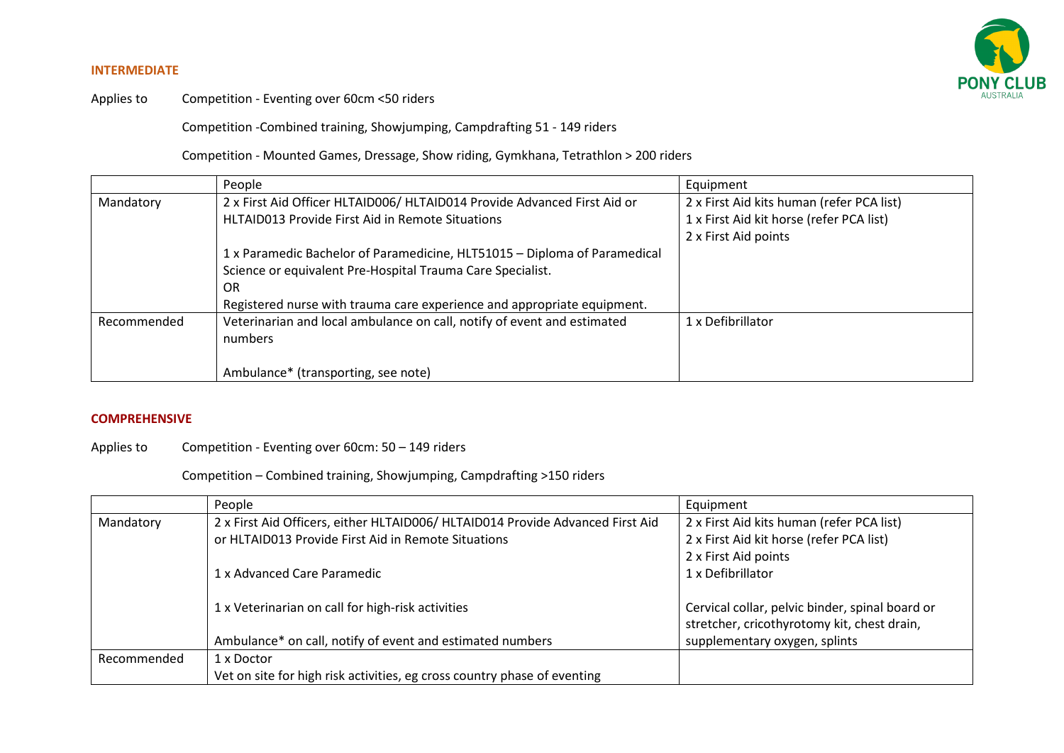## INTERMEDIATE

Applies to Competition - Eventing over 60cm <50 riders

Competition -Combined training, Showjumping, Campdrafting 51 - 149 riders

Competition - Mounted Games, Dressage, Show riding, Gymkhana, Tetrathlon > 200 riders

| | People | Equipment |
|---|---|---|
| Mandatory | 2 x First Aid Officer HLTAID006/ HLTAID014 Provide Advanced First Aid or HLTAID013 Provide First Aid in Remote Situations<br><br>1 x Paramedic Bachelor of Paramedicine, HLT51015 – Diploma of Paramedical Science or equivalent Pre-Hospital Trauma Care Specialist.<br>OR<br>Registered nurse with trauma care experience and appropriate equipment. | 2 x First Aid kits human (refer PCA list)<br>1 x First Aid kit horse (refer PCA list)<br>2 x First Aid points |
| Recommended | Veterinarian and local ambulance on call, notify of event and estimated numbers<br><br>Ambulance* (transporting, see note) | 1 x Defibrillator |

## COMPREHENSIVE

Applies to Competition - Eventing over 60cm: 50 – 149 riders

Competition – Combined training, Showjumping, Campdrafting >150 riders

| | People | Equipment |
|---|---|---|
| Mandatory | 2 x First Aid Officers, either HLTAID006/ HLTAID014 Provide Advanced First Aid or HLTAID013 Provide First Aid in Remote Situations<br><br>1 x Advanced Care Paramedic<br><br>1 x Veterinarian on call for high-risk activities<br><br>Ambulance* on call, notify of event and estimated numbers | 2 x First Aid kits human (refer PCA list)<br>2 x First Aid kit horse (refer PCA list)<br>2 x First Aid points<br>1 x Defibrillator<br><br>Cervical collar, pelvic binder, spinal board or stretcher, cricothyrotomy kit, chest drain, supplementary oxygen, splints |
| Recommended | 1 x Doctor<br>Vet on site for high risk activities, eg cross country phase of eventing | |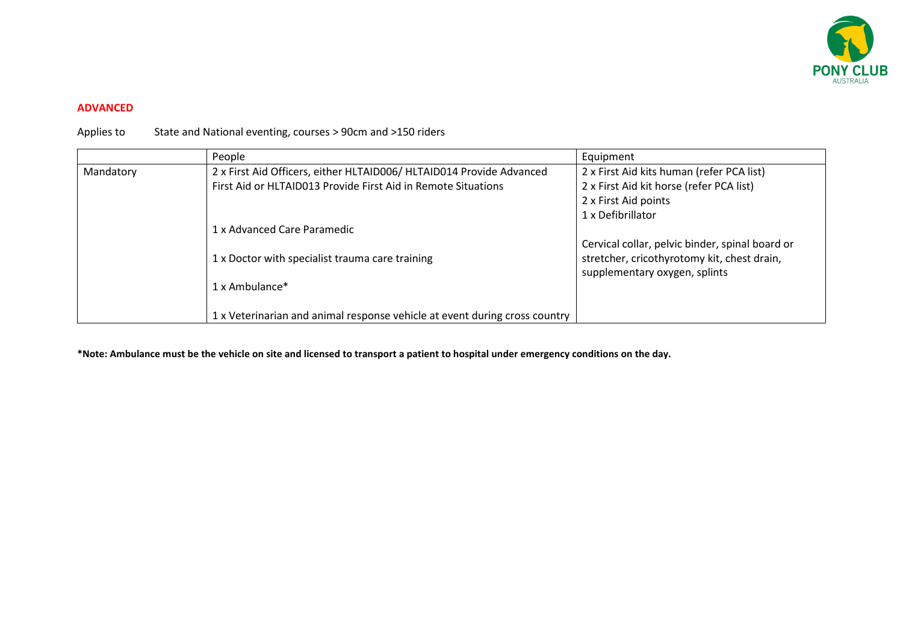**ADVANCED**

Applies to State and National eventing, courses > 90cm and >150 riders

| | People | Equipment |
|---|---|---|
| Mandatory | 2 x First Aid Officers, either HLTAID006/ HLTAID014 Provide Advanced First Aid or HLTAID013 Provide First Aid in Remote Situations<br><br>1 x Advanced Care Paramedic<br><br>1 x Doctor with specialist trauma care training<br><br>1 x Ambulance*<br><br>1 x Veterinarian and animal response vehicle at event during cross country | 2 x First Aid kits human (refer PCA list)<br>2 x First Aid kit horse (refer PCA list)<br>2 x First Aid points<br>1 x Defibrillator<br><br>Cervical collar, pelvic binder, spinal board or stretcher, cricothyrotomy kit, chest drain, supplementary oxygen, splints |

**\*Note: Ambulance must be the vehicle on site and licensed to transport a patient to hospital under emergency conditions on the day.**